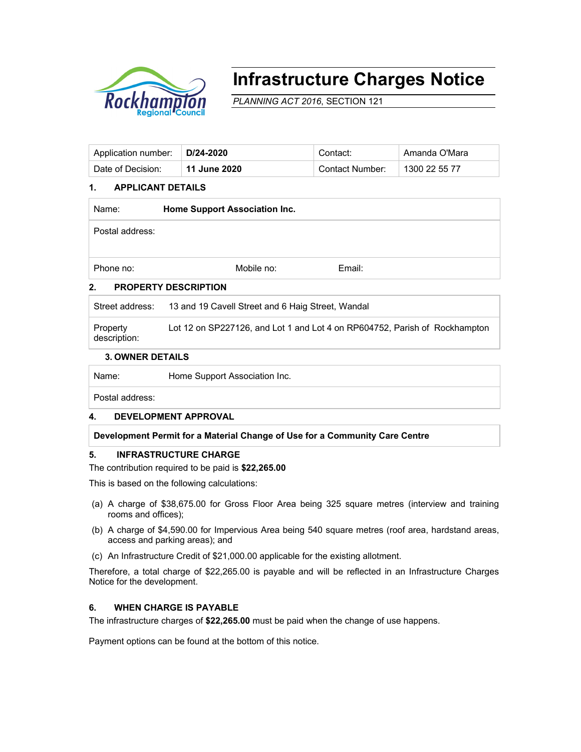Rockhampton Regional Council

# Infrastructure Charges Notice

*PLANNING ACT 2016*, SECTION 121

| Application number: | **D/24-2020** | Contact: | Amanda O'Mara |
|---|---|---|---|
| Date of Decision: | **11 June 2020** | Contact Number: | 1300 22 55 77 |

## 1. APPLICANT DETAILS

| Name: | **Home Support Association Inc.** | |
|---|---|---|
| Postal address: | | |
| Phone no: | Mobile no: | Email: |

## 2. PROPERTY DESCRIPTION

| Street address: | 13 and 19 Cavell Street and 6 Haig Street, Wandal |
|---|---|
| Property description: | Lot 12 on SP227126, and Lot 1 and Lot 4 on RP604752, Parish of Rockhampton |

## 3. OWNER DETAILS

| Name: | Home Support Association Inc. |
|---|---|
| Postal address: | |

## 4. DEVELOPMENT APPROVAL

**Development Permit for a Material Change of Use for a Community Care Centre**

## 5. INFRASTRUCTURE CHARGE

The contribution required to be paid is **$22,265.00**

This is based on the following calculations:

(a) A charge of $38,675.00 for Gross Floor Area being 325 square metres (interview and training rooms and offices);

(b) A charge of $4,590.00 for Impervious Area being 540 square metres (roof area, hardstand areas, access and parking areas); and

(c) An Infrastructure Credit of $21,000.00 applicable for the existing allotment.

Therefore, a total charge of $22,265.00 is payable and will be reflected in an Infrastructure Charges Notice for the development.

## 6. WHEN CHARGE IS PAYABLE

The infrastructure charges of **$22,265.00** must be paid when the change of use happens.

Payment options can be found at the bottom of this notice.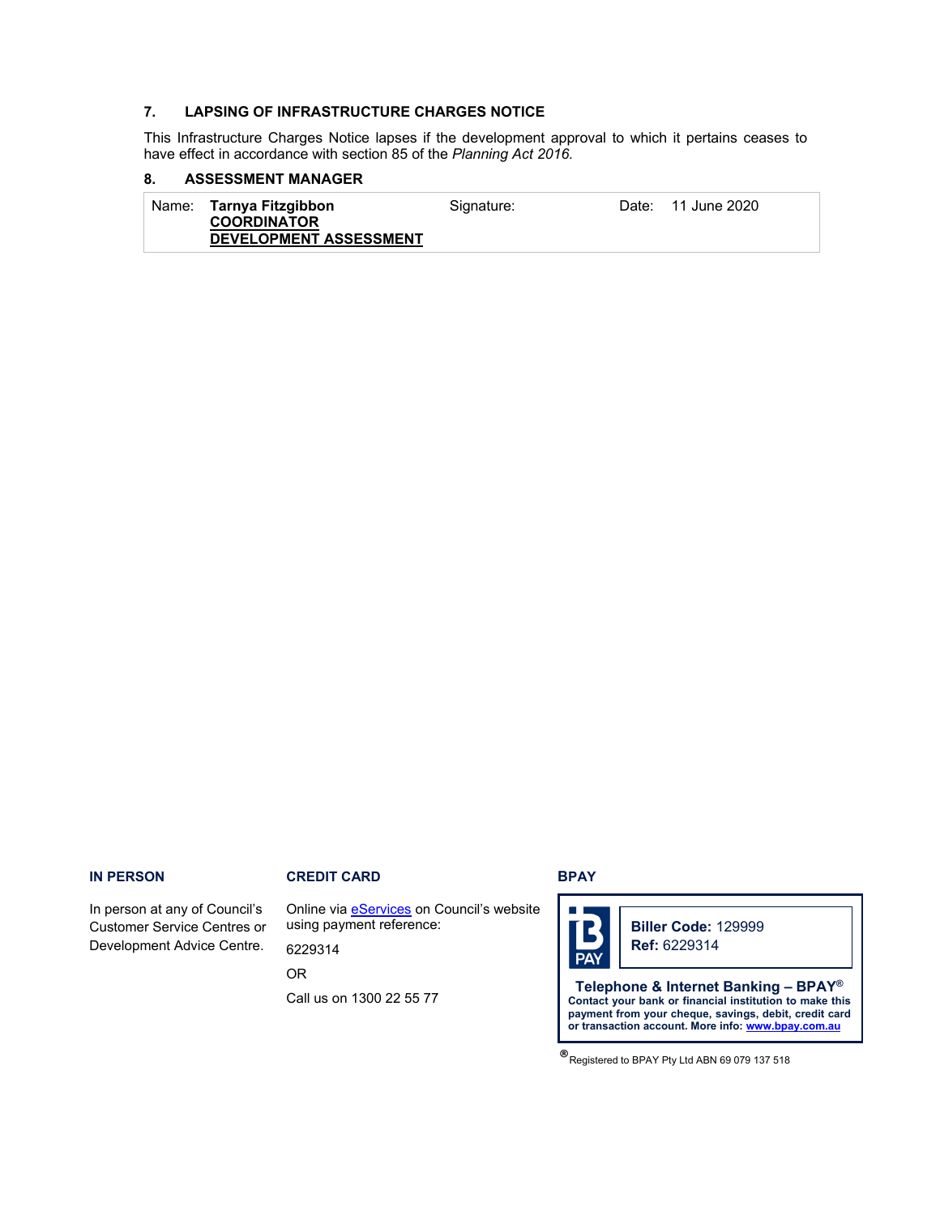## 7. LAPSING OF INFRASTRUCTURE CHARGES NOTICE

This Infrastructure Charges Notice lapses if the development approval to which it pertains ceases to have effect in accordance with section 85 of the *Planning Act 2016.*

## 8. ASSESSMENT MANAGER

| | | |
|---|---|---|
| Name: **Tarnya Fitzgibbon** **COORDINATOR DEVELOPMENT ASSESSMENT** | Signature: | Date: 11 June 2020 |

**IN PERSON**

In person at any of Council's Customer Service Centres or Development Advice Centre.

**CREDIT CARD**

Online via eServices on Council's website using payment reference:

6229314

OR

Call us on 1300 22 55 77

**BPAY**

**Biller Code:** 129999
**Ref:** 6229314

**Telephone & Internet Banking – BPAY®**
**Contact your bank or financial institution to make this payment from your cheque, savings, debit, credit card or transaction account. More info: www.bpay.com.au**

® Registered to BPAY Pty Ltd ABN 69 079 137 518